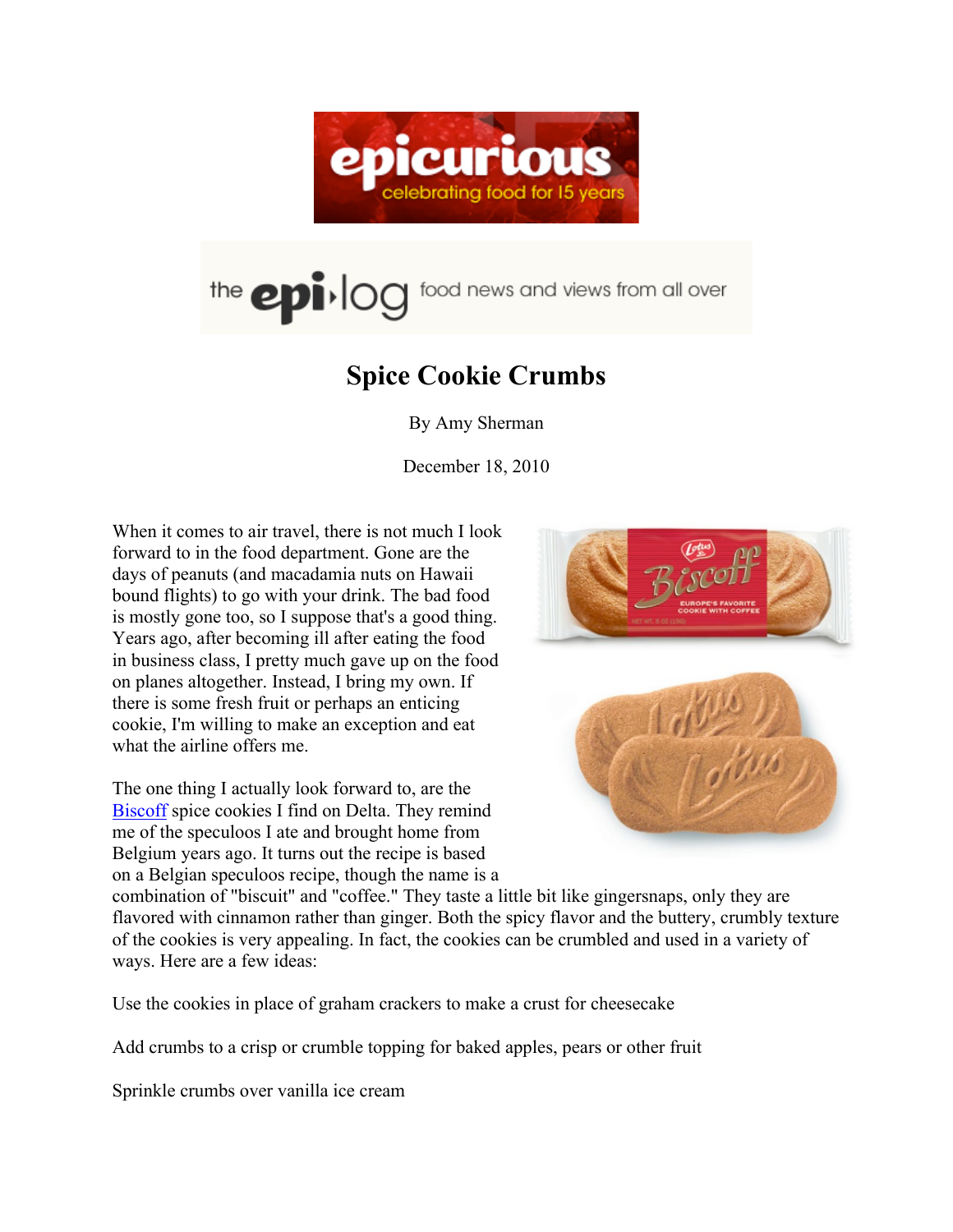# Spice Cookie Crumbs

By Amy Sherman

December 18, 2010

When it comes to air travel, there is not much I look forward to in the food department. Gone are the days of peanuts (and macadamia nuts on Hawaii bound flights) to go with your drink. The bad food is mostly gone too, so I suppose that's a good thing. Years ago, after becoming ill after eating the food in business class, I pretty much gave up on the food on planes altogether. Instead, I bring my own. If there is some fresh fruit or perhaps an enticing cookie, I'm willing to make an exception and eat what the airline offers me.

The one thing I actually look forward to, are the Biscoff spice cookies I find on Delta. They remind me of the speculoos I ate and brought home from Belgium years ago. It turns out the recipe is based on a Belgian speculoos recipe, though the name is a combination of "biscuit" and "coffee." They taste a little bit like gingersnaps, only they are flavored with cinnamon rather than ginger. Both the spicy flavor and the buttery, crumbly texture of the cookies is very appealing. In fact, the cookies can be crumbled and used in a variety of ways. Here are a few ideas:

Use the cookies in place of graham crackers to make a crust for cheesecake

Add crumbs to a crisp or crumble topping for baked apples, pears or other fruit

Sprinkle crumbs over vanilla ice cream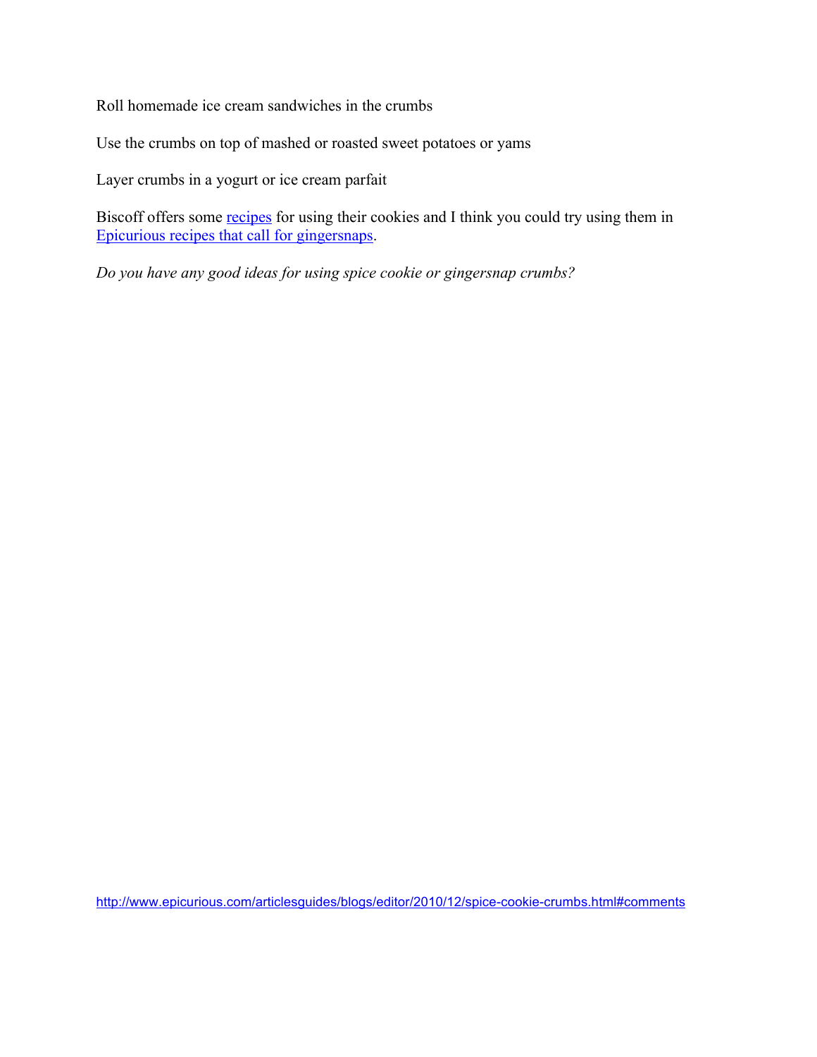Roll homemade ice cream sandwiches in the crumbs

Use the crumbs on top of mashed or roasted sweet potatoes or yams

Layer crumbs in a yogurt or ice cream parfait

Biscoff offers some recipes for using their cookies and I think you could try using them in Epicurious recipes that call for gingersnaps.

*Do you have any good ideas for using spice cookie or gingersnap crumbs?*

http://www.epicurious.com/articlesguides/blogs/editor/2010/12/spice-cookie-crumbs.html#comments